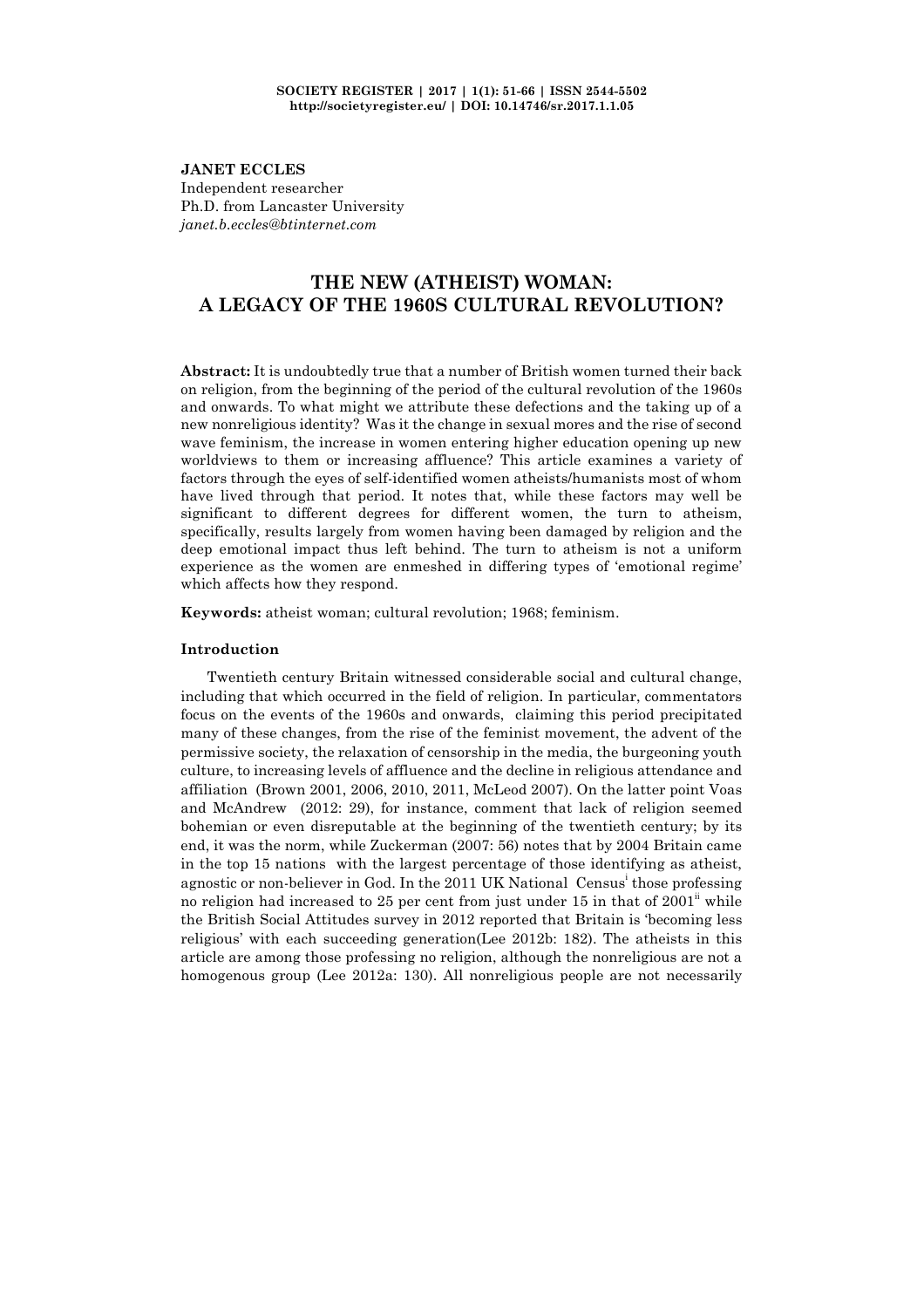**JANET ECCLES**
Independent researcher
Ph.D. from Lancaster University
*janet.b.eccles@btinternet.com*

# THE NEW (ATHEIST) WOMAN: A LEGACY OF THE 1960S CULTURAL REVOLUTION?

**Abstract:** It is undoubtedly true that a number of British women turned their back on religion, from the beginning of the period of the cultural revolution of the 1960s and onwards. To what might we attribute these defections and the taking up of a new nonreligious identity? Was it the change in sexual mores and the rise of second wave feminism, the increase in women entering higher education opening up new worldviews to them or increasing affluence? This article examines a variety of factors through the eyes of self-identified women atheists/humanists most of whom have lived through that period. It notes that, while these factors may well be significant to different degrees for different women, the turn to atheism, specifically, results largely from women having been damaged by religion and the deep emotional impact thus left behind. The turn to atheism is not a uniform experience as the women are enmeshed in differing types of 'emotional regime' which affects how they respond.

**Keywords:** atheist woman; cultural revolution; 1968; feminism.

## Introduction

Twentieth century Britain witnessed considerable social and cultural change, including that which occurred in the field of religion. In particular, commentators focus on the events of the 1960s and onwards, claiming this period precipitated many of these changes, from the rise of the feminist movement, the advent of the permissive society, the relaxation of censorship in the media, the burgeoning youth culture, to increasing levels of affluence and the decline in religious attendance and affiliation (Brown 2001, 2006, 2010, 2011, McLeod 2007). On the latter point Voas and McAndrew (2012: 29), for instance, comment that lack of religion seemed bohemian or even disreputable at the beginning of the twentieth century; by its end, it was the norm, while Zuckerman (2007: 56) notes that by 2004 Britain came in the top 15 nations with the largest percentage of those identifying as atheist, agnostic or non-believer in God. In the 2011 UK National Census[i] those professing no religion had increased to 25 per cent from just under 15 in that of 2001[ii] while the British Social Attitudes survey in 2012 reported that Britain is 'becoming less religious' with each succeeding generation(Lee 2012b: 182). The atheists in this article are among those professing no religion, although the nonreligious are not a homogenous group (Lee 2012a: 130). All nonreligious people are not necessarily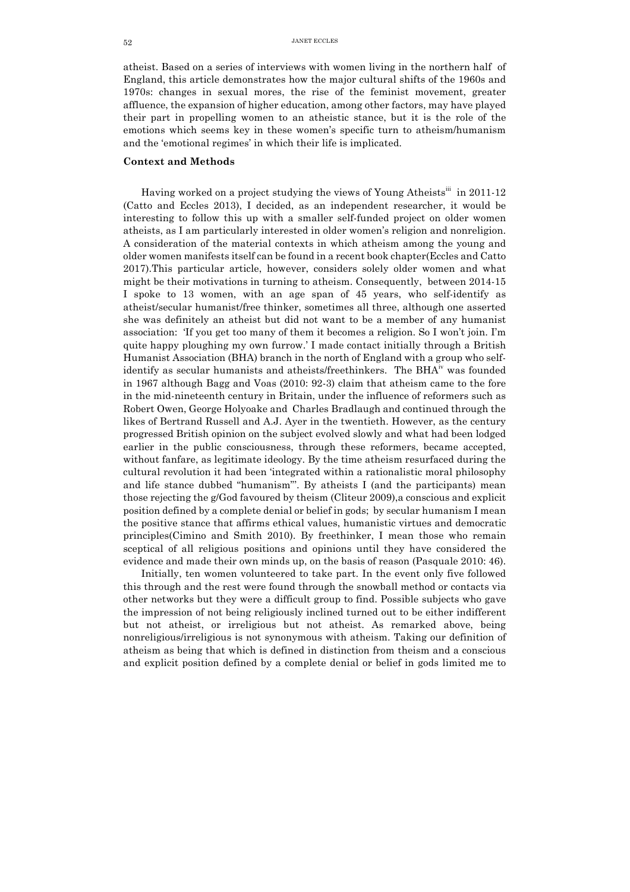atheist. Based on a series of interviews with women living in the northern half of England, this article demonstrates how the major cultural shifts of the 1960s and 1970s: changes in sexual mores, the rise of the feminist movement, greater affluence, the expansion of higher education, among other factors, may have played their part in propelling women to an atheistic stance, but it is the role of the emotions which seems key in these women's specific turn to atheism/humanism and the 'emotional regimes' in which their life is implicated.

**Context and Methods**

Having worked on a project studying the views of Young Atheists[iii] in 2011-12 (Catto and Eccles 2013), I decided, as an independent researcher, it would be interesting to follow this up with a smaller self-funded project on older women atheists, as I am particularly interested in older women's religion and nonreligion. A consideration of the material contexts in which atheism among the young and older women manifests itself can be found in a recent book chapter(Eccles and Catto 2017).This particular article, however, considers solely older women and what might be their motivations in turning to atheism. Consequently, between 2014-15 I spoke to 13 women, with an age span of 45 years, who self-identify as atheist/secular humanist/free thinker, sometimes all three, although one asserted she was definitely an atheist but did not want to be a member of any humanist association: 'If you get too many of them it becomes a religion. So I won't join. I'm quite happy ploughing my own furrow.' I made contact initially through a British Humanist Association (BHA) branch in the north of England with a group who self-identify as secular humanists and atheists/freethinkers. The BHA[iv] was founded in 1967 although Bagg and Voas (2010: 92-3) claim that atheism came to the fore in the mid-nineteenth century in Britain, under the influence of reformers such as Robert Owen, George Holyoake and Charles Bradlaugh and continued through the likes of Bertrand Russell and A.J. Ayer in the twentieth. However, as the century progressed British opinion on the subject evolved slowly and what had been lodged earlier in the public consciousness, through these reformers, became accepted, without fanfare, as legitimate ideology. By the time atheism resurfaced during the cultural revolution it had been 'integrated within a rationalistic moral philosophy and life stance dubbed "humanism"'. By atheists I (and the participants) mean those rejecting the g/God favoured by theism (Cliteur 2009),a conscious and explicit position defined by a complete denial or belief in gods; by secular humanism I mean the positive stance that affirms ethical values, humanistic virtues and democratic principles(Cimino and Smith 2010). By freethinker, I mean those who remain sceptical of all religious positions and opinions until they have considered the evidence and made their own minds up, on the basis of reason (Pasquale 2010: 46).

Initially, ten women volunteered to take part. In the event only five followed this through and the rest were found through the snowball method or contacts via other networks but they were a difficult group to find. Possible subjects who gave the impression of not being religiously inclined turned out to be either indifferent but not atheist, or irreligious but not atheist. As remarked above, being nonreligious/irreligious is not synonymous with atheism. Taking our definition of atheism as being that which is defined in distinction from theism and a conscious and explicit position defined by a complete denial or belief in gods limited me to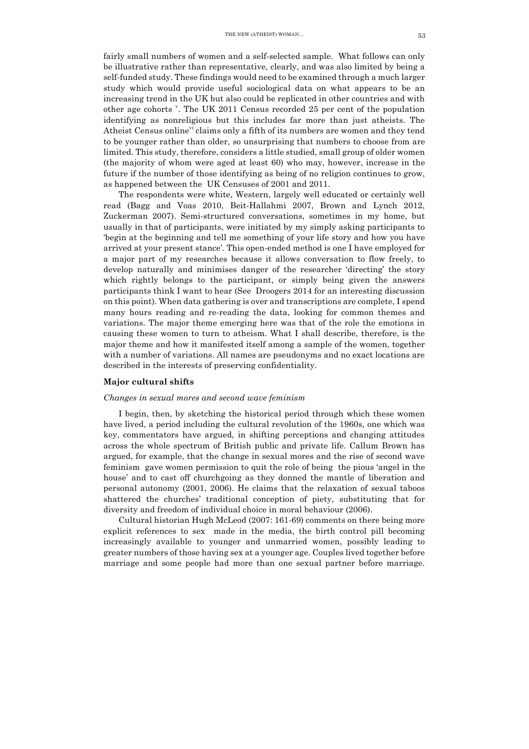fairly small numbers of women and a self-selected sample. What follows can only be illustrative rather than representative, clearly, and was also limited by being a self-funded study. These findings would need to be examined through a much larger study which would provide useful sociological data on what appears to be an increasing trend in the UK but also could be replicated in other countries and with other age cohorts [v]. The UK 2011 Census recorded 25 per cent of the population identifying as nonreligious but this includes far more than just atheists. The Atheist Census online[vi] claims only a fifth of its numbers are women and they tend to be younger rather than older, so unsurprising that numbers to choose from are limited. This study, therefore, considers a little studied, small group of older women (the majority of whom were aged at least 60) who may, however, increase in the future if the number of those identifying as being of no religion continues to grow, as happened between the UK Censuses of 2001 and 2011.

The respondents were white, Western, largely well educated or certainly well read (Bagg and Voas 2010, Beit-Hallahmi 2007, Brown and Lynch 2012, Zuckerman 2007). Semi-structured conversations, sometimes in my home, but usually in that of participants, were initiated by my simply asking participants to 'begin at the beginning and tell me something of your life story and how you have arrived at your present stance'. This open-ended method is one I have employed for a major part of my researches because it allows conversation to flow freely, to develop naturally and minimises danger of the researcher 'directing' the story which rightly belongs to the participant, or simply being given the answers participants think I want to hear (See Droogers 2014 for an interesting discussion on this point). When data gathering is over and transcriptions are complete, I spend many hours reading and re-reading the data, looking for common themes and variations. The major theme emerging here was that of the role the emotions in causing these women to turn to atheism. What I shall describe, therefore, is the major theme and how it manifested itself among a sample of the women, together with a number of variations. All names are pseudonyms and no exact locations are described in the interests of preserving confidentiality.

## Major cultural shifts

### *Changes in sexual mores and second wave feminism*

I begin, then, by sketching the historical period through which these women have lived, a period including the cultural revolution of the 1960s, one which was key, commentators have argued, in shifting perceptions and changing attitudes across the whole spectrum of British public and private life. Callum Brown has argued, for example, that the change in sexual mores and the rise of second wave feminism gave women permission to quit the role of being the pious 'angel in the house' and to cast off churchgoing as they donned the mantle of liberation and personal autonomy (2001, 2006). He claims that the relaxation of sexual taboos shattered the churches' traditional conception of piety, substituting that for diversity and freedom of individual choice in moral behaviour (2006).

Cultural historian Hugh McLeod (2007: 161-69) comments on there being more explicit references to sex made in the media, the birth control pill becoming increasingly available to younger and unmarried women, possibly leading to greater numbers of those having sex at a younger age. Couples lived together before marriage and some people had more than one sexual partner before marriage.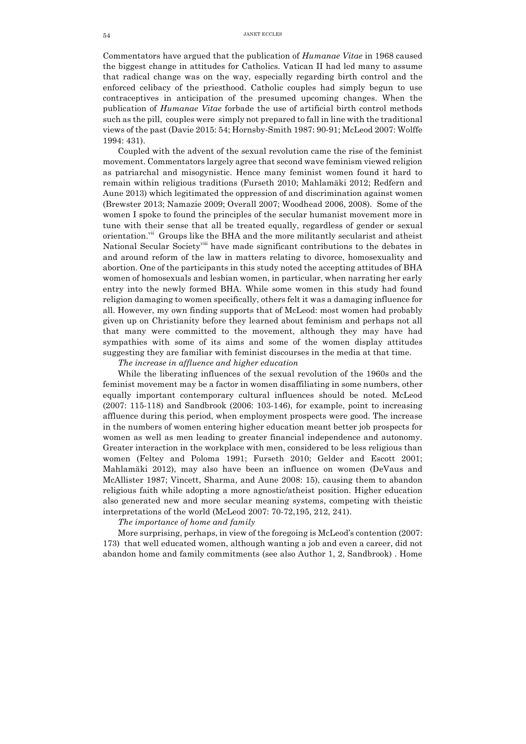Commentators have argued that the publication of *Humanae Vitae* in 1968 caused the biggest change in attitudes for Catholics. Vatican II had led many to assume that radical change was on the way, especially regarding birth control and the enforced celibacy of the priesthood. Catholic couples had simply begun to use contraceptives in anticipation of the presumed upcoming changes. When the publication of *Humanae Vitae* forbade the use of artificial birth control methods such as the pill, couples were simply not prepared to fall in line with the traditional views of the past (Davie 2015: 54; Hornsby-Smith 1987: 90-91; McLeod 2007: Wolffe 1994: 431).

Coupled with the advent of the sexual revolution came the rise of the feminist movement. Commentators largely agree that second wave feminism viewed religion as patriarchal and misogynistic. Hence many feminist women found it hard to remain within religious traditions (Furseth 2010; Mahlamäki 2012; Redfern and Aune 2013) which legitimated the oppression of and discrimination against women (Brewster 2013; Namazie 2009; Overall 2007; Woodhead 2006, 2008). Some of the women I spoke to found the principles of the secular humanist movement more in tune with their sense that all be treated equally, regardless of gender or sexual orientation.[vii] Groups like the BHA and the more militantly secularist and atheist National Secular Society[viii] have made significant contributions to the debates in and around reform of the law in matters relating to divorce, homosexuality and abortion. One of the participants in this study noted the accepting attitudes of BHA women of homosexuals and lesbian women, in particular, when narrating her early entry into the newly formed BHA. While some women in this study had found religion damaging to women specifically, others felt it was a damaging influence for all. However, my own finding supports that of McLeod: most women had probably given up on Christianity before they learned about feminism and perhaps not all that many were committed to the movement, although they may have had sympathies with some of its aims and some of the women display attitudes suggesting they are familiar with feminist discourses in the media at that time.

*The increase in affluence and higher education*

While the liberating influences of the sexual revolution of the 1960s and the feminist movement may be a factor in women disaffiliating in some numbers, other equally important contemporary cultural influences should be noted. McLeod (2007: 115-118) and Sandbrook (2006: 103-146), for example, point to increasing affluence during this period, when employment prospects were good. The increase in the numbers of women entering higher education meant better job prospects for women as well as men leading to greater financial independence and autonomy. Greater interaction in the workplace with men, considered to be less religious than women (Feltey and Poloma 1991; Furseth 2010; Gelder and Escott 2001; Mahlamäki 2012), may also have been an influence on women (DeVaus and McAllister 1987; Vincett, Sharma, and Aune 2008: 15), causing them to abandon religious faith while adopting a more agnostic/atheist position. Higher education also generated new and more secular meaning systems, competing with theistic interpretations of the world (McLeod 2007: 70-72,195, 212, 241).

*The importance of home and family*

More surprising, perhaps, in view of the foregoing is McLeod's contention (2007: 173) that well educated women, although wanting a job and even a career, did not abandon home and family commitments (see also Author 1, 2, Sandbrook) . Home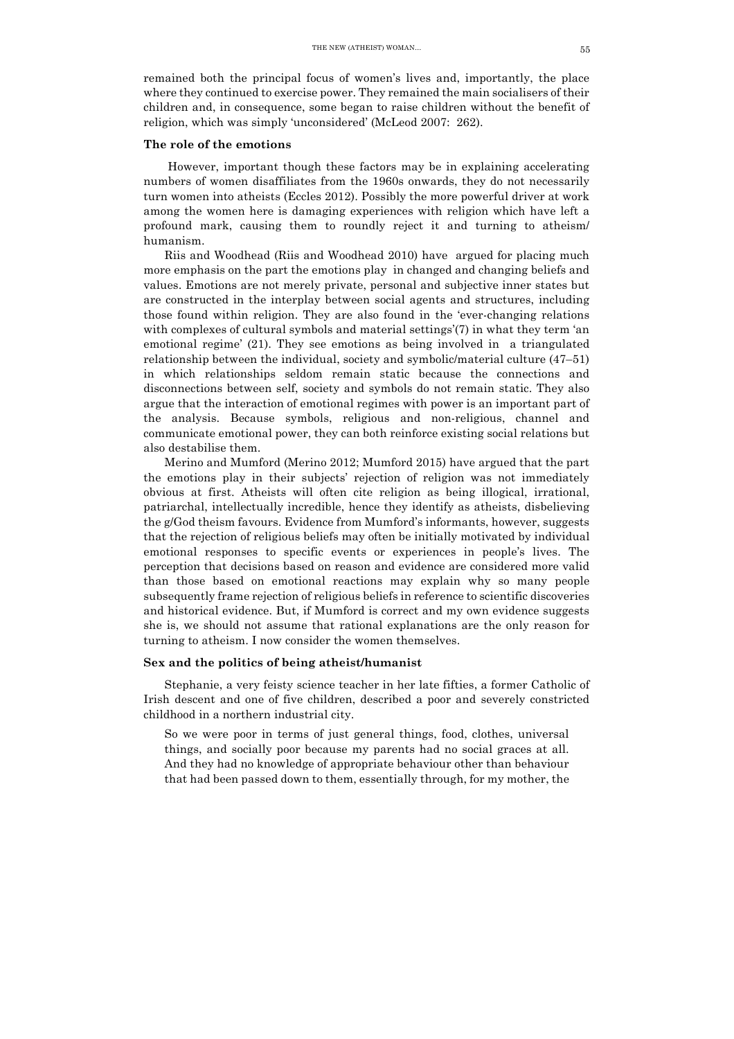remained both the principal focus of women's lives and, importantly, the place where they continued to exercise power. They remained the main socialisers of their children and, in consequence, some began to raise children without the benefit of religion, which was simply 'unconsidered' (McLeod 2007: 262).

### The role of the emotions

However, important though these factors may be in explaining accelerating numbers of women disaffiliates from the 1960s onwards, they do not necessarily turn women into atheists (Eccles 2012). Possibly the more powerful driver at work among the women here is damaging experiences with religion which have left a profound mark, causing them to roundly reject it and turning to atheism/ humanism.

Riis and Woodhead (Riis and Woodhead 2010) have argued for placing much more emphasis on the part the emotions play in changed and changing beliefs and values. Emotions are not merely private, personal and subjective inner states but are constructed in the interplay between social agents and structures, including those found within religion. They are also found in the 'ever-changing relations with complexes of cultural symbols and material settings'(7) in what they term 'an emotional regime' (21). They see emotions as being involved in a triangulated relationship between the individual, society and symbolic/material culture (47–51) in which relationships seldom remain static because the connections and disconnections between self, society and symbols do not remain static. They also argue that the interaction of emotional regimes with power is an important part of the analysis. Because symbols, religious and non-religious, channel and communicate emotional power, they can both reinforce existing social relations but also destabilise them.

Merino and Mumford (Merino 2012; Mumford 2015) have argued that the part the emotions play in their subjects' rejection of religion was not immediately obvious at first. Atheists will often cite religion as being illogical, irrational, patriarchal, intellectually incredible, hence they identify as atheists, disbelieving the g/God theism favours. Evidence from Mumford's informants, however, suggests that the rejection of religious beliefs may often be initially motivated by individual emotional responses to specific events or experiences in people's lives. The perception that decisions based on reason and evidence are considered more valid than those based on emotional reactions may explain why so many people subsequently frame rejection of religious beliefs in reference to scientific discoveries and historical evidence. But, if Mumford is correct and my own evidence suggests she is, we should not assume that rational explanations are the only reason for turning to atheism. I now consider the women themselves.

### Sex and the politics of being atheist/humanist

Stephanie, a very feisty science teacher in her late fifties, a former Catholic of Irish descent and one of five children, described a poor and severely constricted childhood in a northern industrial city.

> So we were poor in terms of just general things, food, clothes, universal things, and socially poor because my parents had no social graces at all. And they had no knowledge of appropriate behaviour other than behaviour that had been passed down to them, essentially through, for my mother, the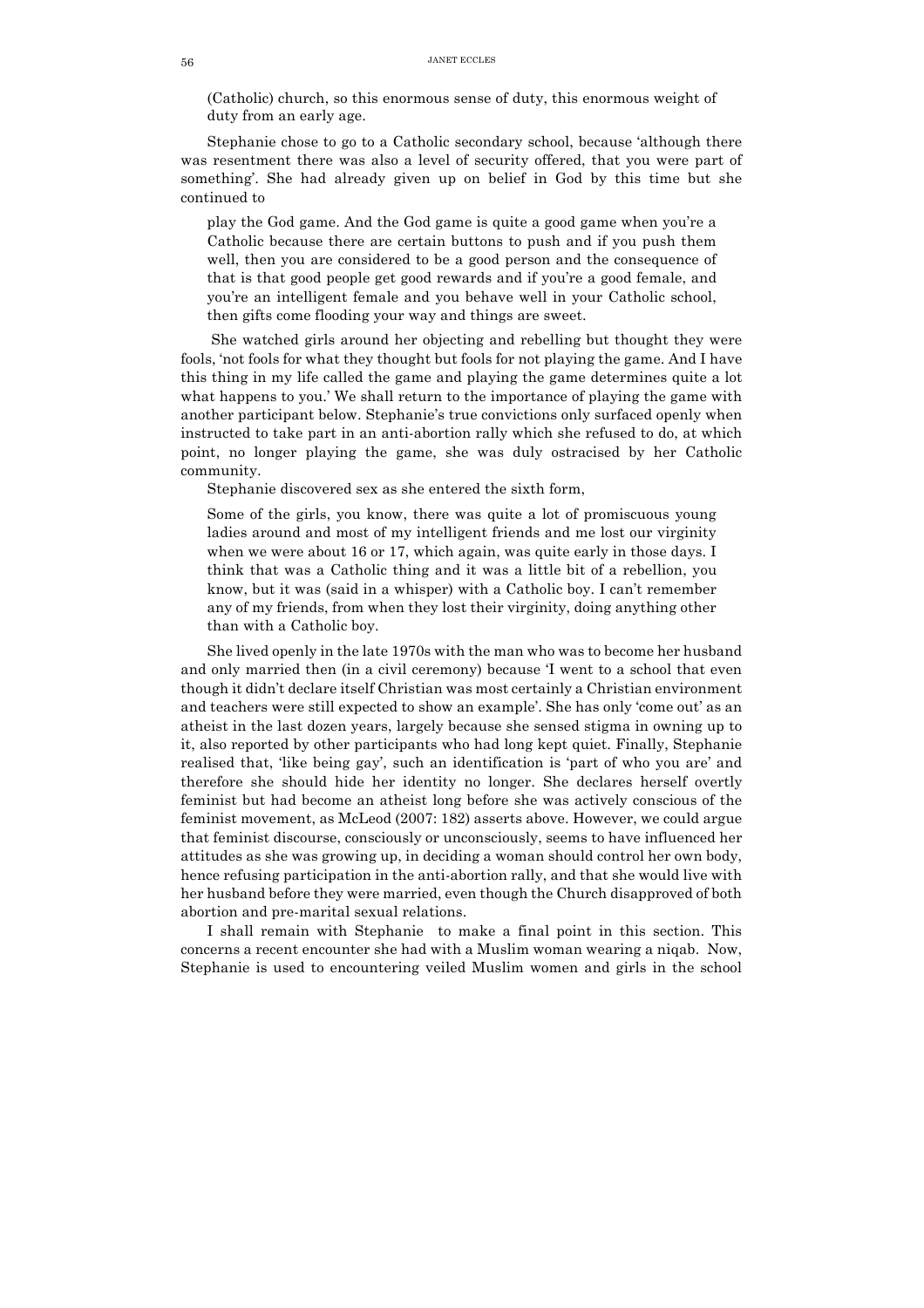(Catholic) church, so this enormous sense of duty, this enormous weight of duty from an early age.

Stephanie chose to go to a Catholic secondary school, because 'although there was resentment there was also a level of security offered, that you were part of something'. She had already given up on belief in God by this time but she continued to

> play the God game. And the God game is quite a good game when you're a Catholic because there are certain buttons to push and if you push them well, then you are considered to be a good person and the consequence of that is that good people get good rewards and if you're a good female, and you're an intelligent female and you behave well in your Catholic school, then gifts come flooding your way and things are sweet.

She watched girls around her objecting and rebelling but thought they were fools, 'not fools for what they thought but fools for not playing the game. And I have this thing in my life called the game and playing the game determines quite a lot what happens to you.' We shall return to the importance of playing the game with another participant below. Stephanie's true convictions only surfaced openly when instructed to take part in an anti-abortion rally which she refused to do, at which point, no longer playing the game, she was duly ostracised by her Catholic community.

Stephanie discovered sex as she entered the sixth form,

> Some of the girls, you know, there was quite a lot of promiscuous young ladies around and most of my intelligent friends and me lost our virginity when we were about 16 or 17, which again, was quite early in those days. I think that was a Catholic thing and it was a little bit of a rebellion, you know, but it was (said in a whisper) with a Catholic boy. I can't remember any of my friends, from when they lost their virginity, doing anything other than with a Catholic boy.

She lived openly in the late 1970s with the man who was to become her husband and only married then (in a civil ceremony) because 'I went to a school that even though it didn't declare itself Christian was most certainly a Christian environment and teachers were still expected to show an example'. She has only 'come out' as an atheist in the last dozen years, largely because she sensed stigma in owning up to it, also reported by other participants who had long kept quiet. Finally, Stephanie realised that, 'like being gay', such an identification is 'part of who you are' and therefore she should hide her identity no longer. She declares herself overtly feminist but had become an atheist long before she was actively conscious of the feminist movement, as McLeod (2007: 182) asserts above. However, we could argue that feminist discourse, consciously or unconsciously, seems to have influenced her attitudes as she was growing up, in deciding a woman should control her own body, hence refusing participation in the anti-abortion rally, and that she would live with her husband before they were married, even though the Church disapproved of both abortion and pre-marital sexual relations.

I shall remain with Stephanie to make a final point in this section. This concerns a recent encounter she had with a Muslim woman wearing a niqab. Now, Stephanie is used to encountering veiled Muslim women and girls in the school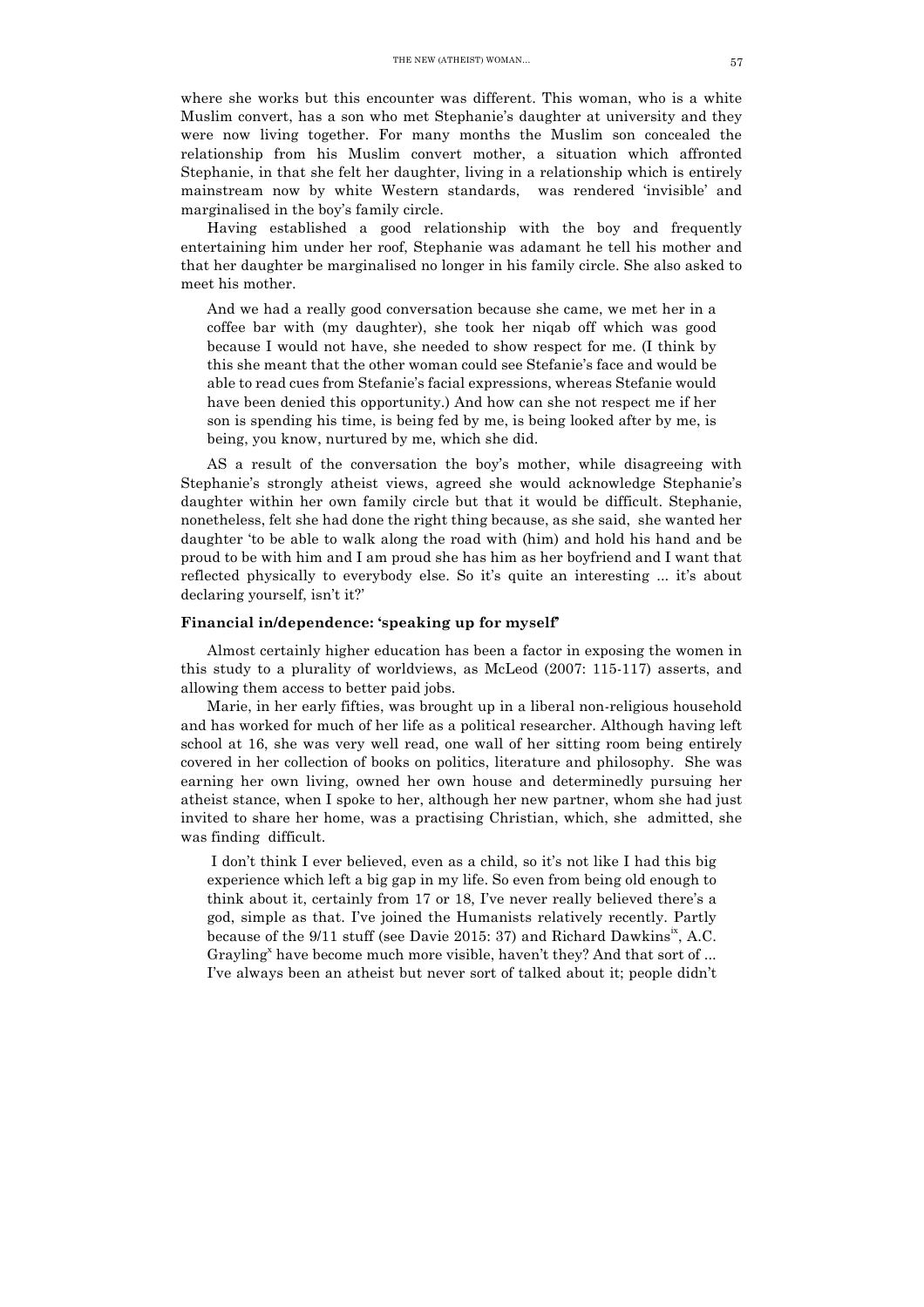where she works but this encounter was different. This woman, who is a white Muslim convert, has a son who met Stephanie's daughter at university and they were now living together. For many months the Muslim son concealed the relationship from his Muslim convert mother, a situation which affronted Stephanie, in that she felt her daughter, living in a relationship which is entirely mainstream now by white Western standards, was rendered 'invisible' and marginalised in the boy's family circle.

Having established a good relationship with the boy and frequently entertaining him under her roof, Stephanie was adamant he tell his mother and that her daughter be marginalised no longer in his family circle. She also asked to meet his mother.

> And we had a really good conversation because she came, we met her in a coffee bar with (my daughter), she took her niqab off which was good because I would not have, she needed to show respect for me. (I think by this she meant that the other woman could see Stefanie's face and would be able to read cues from Stefanie's facial expressions, whereas Stefanie would have been denied this opportunity.) And how can she not respect me if her son is spending his time, is being fed by me, is being looked after by me, is being, you know, nurtured by me, which she did.

AS a result of the conversation the boy's mother, while disagreeing with Stephanie's strongly atheist views, agreed she would acknowledge Stephanie's daughter within her own family circle but that it would be difficult. Stephanie, nonetheless, felt she had done the right thing because, as she said, she wanted her daughter 'to be able to walk along the road with (him) and hold his hand and be proud to be with him and I am proud she has him as her boyfriend and I want that reflected physically to everybody else. So it's quite an interesting ... it's about declaring yourself, isn't it?'

### Financial in/dependence: 'speaking up for myself'

Almost certainly higher education has been a factor in exposing the women in this study to a plurality of worldviews, as McLeod (2007: 115-117) asserts, and allowing them access to better paid jobs.

Marie, in her early fifties, was brought up in a liberal non-religious household and has worked for much of her life as a political researcher. Although having left school at 16, she was very well read, one wall of her sitting room being entirely covered in her collection of books on politics, literature and philosophy. She was earning her own living, owned her own house and determinedly pursuing her atheist stance, when I spoke to her, although her new partner, whom she had just invited to share her home, was a practising Christian, which, she admitted, she was finding difficult.

> I don't think I ever believed, even as a child, so it's not like I had this big experience which left a big gap in my life. So even from being old enough to think about it, certainly from 17 or 18, I've never really believed there's a god, simple as that. I've joined the Humanists relatively recently. Partly because of the 9/11 stuff (see Davie 2015: 37) and Richard Dawkins[ix], A.C. Grayling[x] have become much more visible, haven't they? And that sort of ... I've always been an atheist but never sort of talked about it; people didn't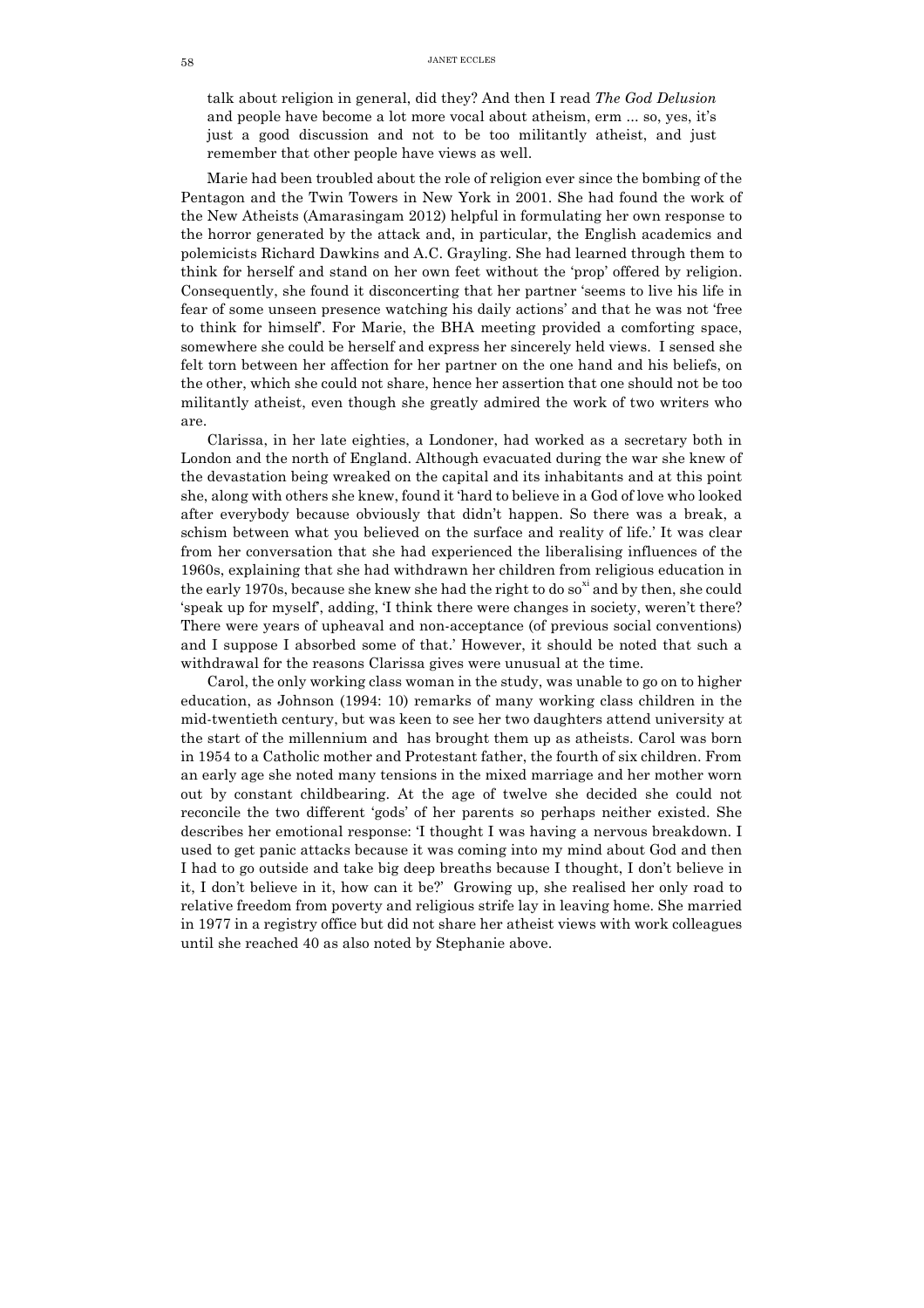talk about religion in general, did they? And then I read *The God Delusion* and people have become a lot more vocal about atheism, erm ... so, yes, it's just a good discussion and not to be too militantly atheist, and just remember that other people have views as well.

Marie had been troubled about the role of religion ever since the bombing of the Pentagon and the Twin Towers in New York in 2001. She had found the work of the New Atheists (Amarasingam 2012) helpful in formulating her own response to the horror generated by the attack and, in particular, the English academics and polemicists Richard Dawkins and A.C. Grayling. She had learned through them to think for herself and stand on her own feet without the 'prop' offered by religion. Consequently, she found it disconcerting that her partner 'seems to live his life in fear of some unseen presence watching his daily actions' and that he was not 'free to think for himself'. For Marie, the BHA meeting provided a comforting space, somewhere she could be herself and express her sincerely held views. I sensed she felt torn between her affection for her partner on the one hand and his beliefs, on the other, which she could not share, hence her assertion that one should not be too militantly atheist, even though she greatly admired the work of two writers who are.

Clarissa, in her late eighties, a Londoner, had worked as a secretary both in London and the north of England. Although evacuated during the war she knew of the devastation being wreaked on the capital and its inhabitants and at this point she, along with others she knew, found it 'hard to believe in a God of love who looked after everybody because obviously that didn't happen. So there was a break, a schism between what you believed on the surface and reality of life.' It was clear from her conversation that she had experienced the liberalising influences of the 1960s, explaining that she had withdrawn her children from religious education in the early 1970s, because she knew she had the right to do so[xi] and by then, she could 'speak up for myself', adding, 'I think there were changes in society, weren't there? There were years of upheaval and non-acceptance (of previous social conventions) and I suppose I absorbed some of that.' However, it should be noted that such a withdrawal for the reasons Clarissa gives were unusual at the time.

Carol, the only working class woman in the study, was unable to go on to higher education, as Johnson (1994: 10) remarks of many working class children in the mid-twentieth century, but was keen to see her two daughters attend university at the start of the millennium and has brought them up as atheists. Carol was born in 1954 to a Catholic mother and Protestant father, the fourth of six children. From an early age she noted many tensions in the mixed marriage and her mother worn out by constant childbearing. At the age of twelve she decided she could not reconcile the two different 'gods' of her parents so perhaps neither existed. She describes her emotional response: 'I thought I was having a nervous breakdown. I used to get panic attacks because it was coming into my mind about God and then I had to go outside and take big deep breaths because I thought, I don't believe in it, I don't believe in it, how can it be?' Growing up, she realised her only road to relative freedom from poverty and religious strife lay in leaving home. She married in 1977 in a registry office but did not share her atheist views with work colleagues until she reached 40 as also noted by Stephanie above.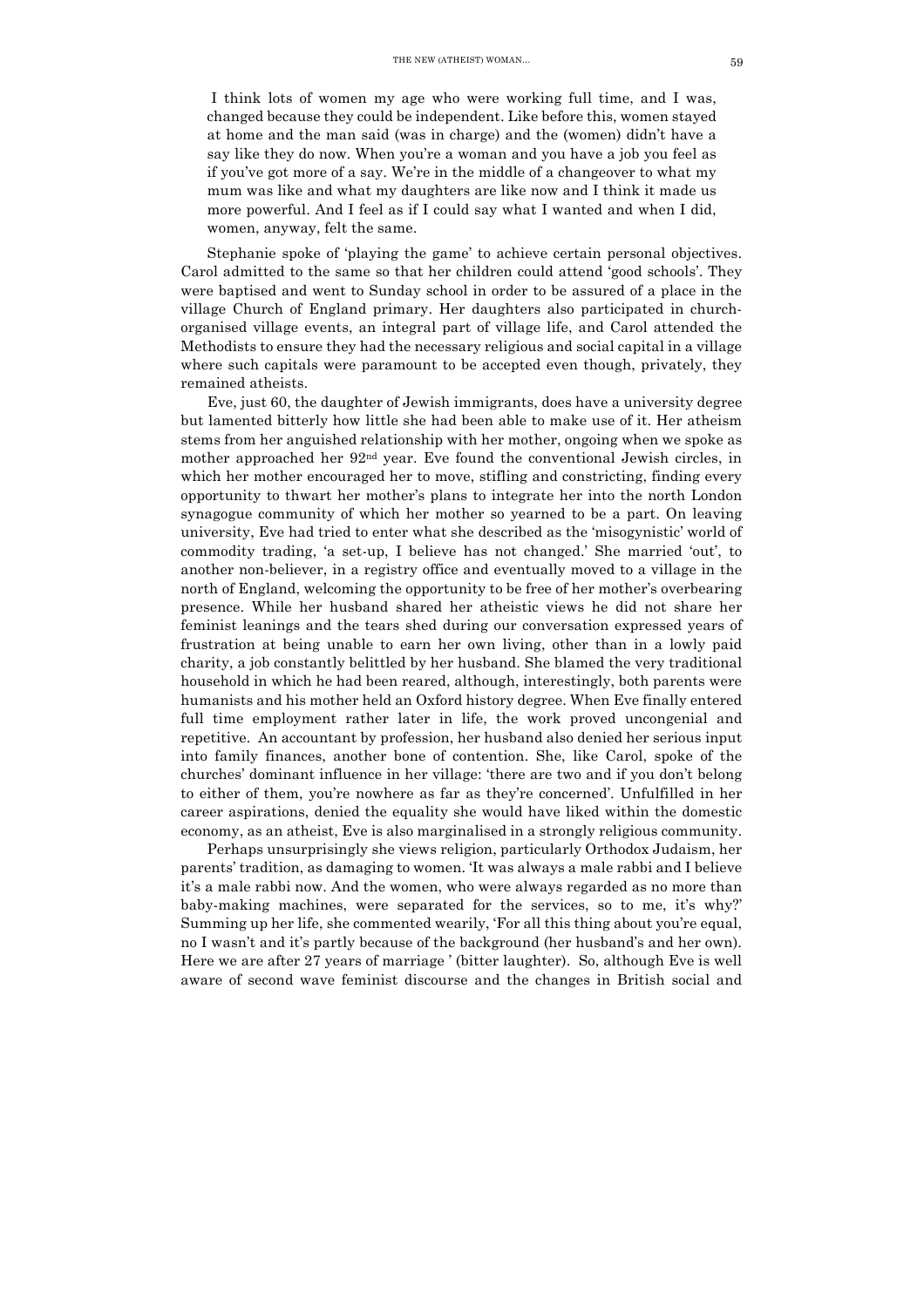I think lots of women my age who were working full time, and I was, changed because they could be independent. Like before this, women stayed at home and the man said (was in charge) and the (women) didn't have a say like they do now. When you're a woman and you have a job you feel as if you've got more of a say. We're in the middle of a changeover to what my mum was like and what my daughters are like now and I think it made us more powerful. And I feel as if I could say what I wanted and when I did, women, anyway, felt the same.

Stephanie spoke of 'playing the game' to achieve certain personal objectives. Carol admitted to the same so that her children could attend 'good schools'. They were baptised and went to Sunday school in order to be assured of a place in the village Church of England primary. Her daughters also participated in church-organised village events, an integral part of village life, and Carol attended the Methodists to ensure they had the necessary religious and social capital in a village where such capitals were paramount to be accepted even though, privately, they remained atheists.

Eve, just 60, the daughter of Jewish immigrants, does have a university degree but lamented bitterly how little she had been able to make use of it. Her atheism stems from her anguished relationship with her mother, ongoing when we spoke as mother approached her 92nd year. Eve found the conventional Jewish circles, in which her mother encouraged her to move, stifling and constricting, finding every opportunity to thwart her mother's plans to integrate her into the north London synagogue community of which her mother so yearned to be a part. On leaving university, Eve had tried to enter what she described as the 'misogynistic' world of commodity trading, 'a set-up, I believe has not changed.' She married 'out', to another non-believer, in a registry office and eventually moved to a village in the north of England, welcoming the opportunity to be free of her mother's overbearing presence. While her husband shared her atheistic views he did not share her feminist leanings and the tears shed during our conversation expressed years of frustration at being unable to earn her own living, other than in a lowly paid charity, a job constantly belittled by her husband. She blamed the very traditional household in which he had been reared, although, interestingly, both parents were humanists and his mother held an Oxford history degree. When Eve finally entered full time employment rather later in life, the work proved uncongenial and repetitive. An accountant by profession, her husband also denied her serious input into family finances, another bone of contention. She, like Carol, spoke of the churches' dominant influence in her village: 'there are two and if you don't belong to either of them, you're nowhere as far as they're concerned'. Unfulfilled in her career aspirations, denied the equality she would have liked within the domestic economy, as an atheist, Eve is also marginalised in a strongly religious community.

Perhaps unsurprisingly she views religion, particularly Orthodox Judaism, her parents' tradition, as damaging to women. 'It was always a male rabbi and I believe it's a male rabbi now. And the women, who were always regarded as no more than baby-making machines, were separated for the services, so to me, it's why?' Summing up her life, she commented wearily, 'For all this thing about you're equal, no I wasn't and it's partly because of the background (her husband's and her own). Here we are after 27 years of marriage ' (bitter laughter). So, although Eve is well aware of second wave feminist discourse and the changes in British social and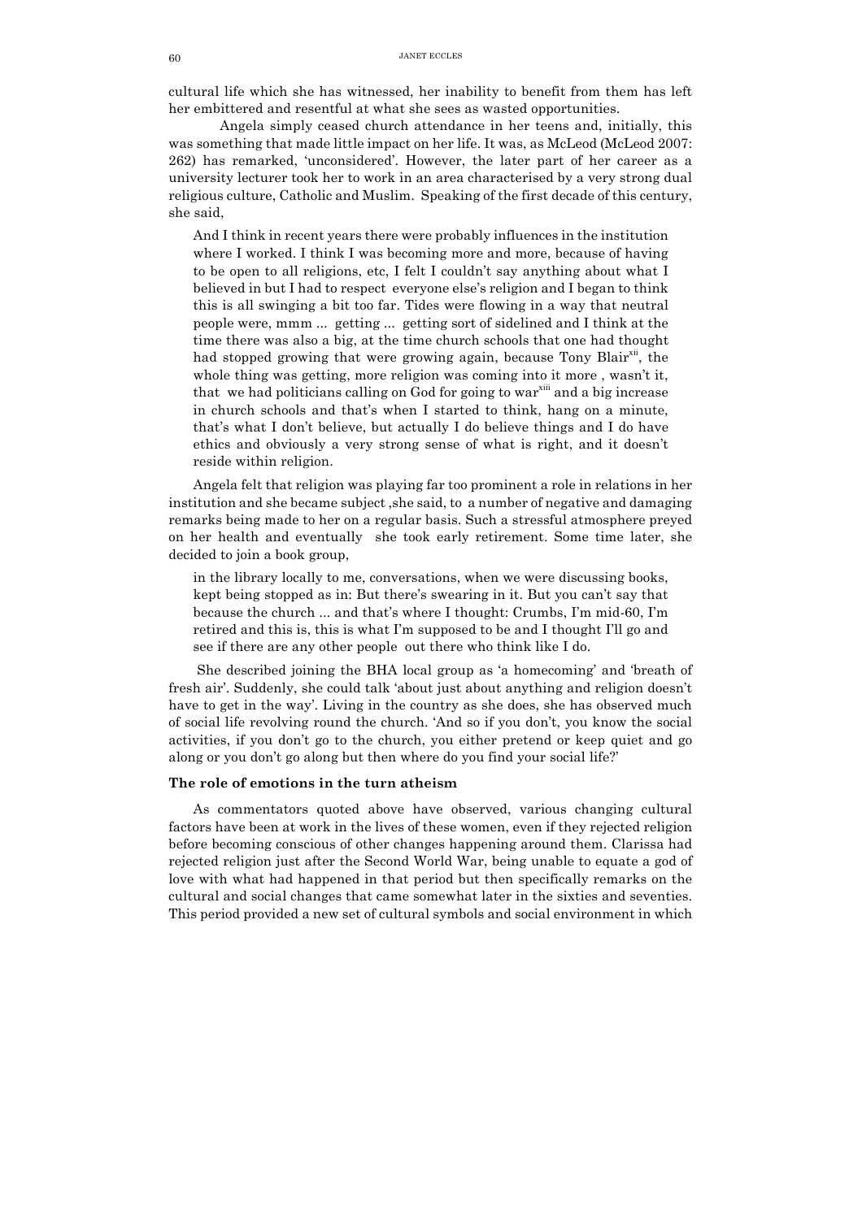cultural life which she has witnessed, her inability to benefit from them has left her embittered and resentful at what she sees as wasted opportunities.

Angela simply ceased church attendance in her teens and, initially, this was something that made little impact on her life. It was, as McLeod (McLeod 2007: 262) has remarked, 'unconsidered'. However, the later part of her career as a university lecturer took her to work in an area characterised by a very strong dual religious culture, Catholic and Muslim. Speaking of the first decade of this century, she said,

> And I think in recent years there were probably influences in the institution where I worked. I think I was becoming more and more, because of having to be open to all religions, etc, I felt I couldn't say anything about what I believed in but I had to respect everyone else's religion and I began to think this is all swinging a bit too far. Tides were flowing in a way that neutral people were, mmm ... getting ... getting sort of sidelined and I think at the time there was also a big, at the time church schools that one had thought had stopped growing that were growing again, because Tony Blair[xii], the whole thing was getting, more religion was coming into it more , wasn't it, that we had politicians calling on God for going to war[xiii] and a big increase in church schools and that's when I started to think, hang on a minute, that's what I don't believe, but actually I do believe things and I do have ethics and obviously a very strong sense of what is right, and it doesn't reside within religion.

Angela felt that religion was playing far too prominent a role in relations in her institution and she became subject ,she said, to a number of negative and damaging remarks being made to her on a regular basis. Such a stressful atmosphere preyed on her health and eventually she took early retirement. Some time later, she decided to join a book group,

> in the library locally to me, conversations, when we were discussing books, kept being stopped as in: But there's swearing in it. But you can't say that because the church ... and that's where I thought: Crumbs, I'm mid-60, I'm retired and this is, this is what I'm supposed to be and I thought I'll go and see if there are any other people out there who think like I do.

She described joining the BHA local group as 'a homecoming' and 'breath of fresh air'. Suddenly, she could talk 'about just about anything and religion doesn't have to get in the way'. Living in the country as she does, she has observed much of social life revolving round the church. 'And so if you don't, you know the social activities, if you don't go to the church, you either pretend or keep quiet and go along or you don't go along but then where do you find your social life?'

### The role of emotions in the turn atheism

As commentators quoted above have observed, various changing cultural factors have been at work in the lives of these women, even if they rejected religion before becoming conscious of other changes happening around them. Clarissa had rejected religion just after the Second World War, being unable to equate a god of love with what had happened in that period but then specifically remarks on the cultural and social changes that came somewhat later in the sixties and seventies. This period provided a new set of cultural symbols and social environment in which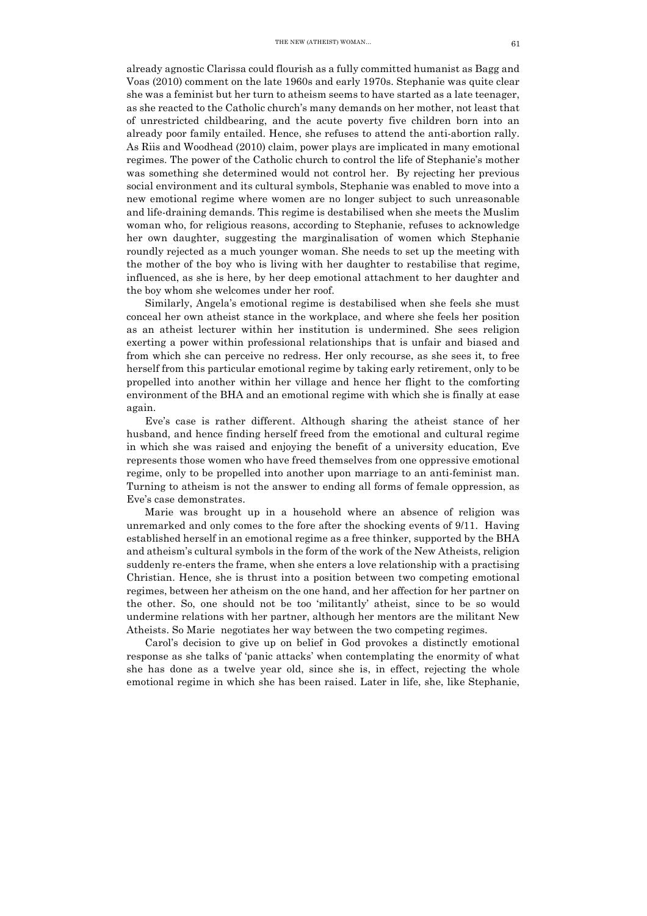already agnostic Clarissa could flourish as a fully committed humanist as Bagg and Voas (2010) comment on the late 1960s and early 1970s. Stephanie was quite clear she was a feminist but her turn to atheism seems to have started as a late teenager, as she reacted to the Catholic church's many demands on her mother, not least that of unrestricted childbearing, and the acute poverty five children born into an already poor family entailed. Hence, she refuses to attend the anti-abortion rally. As Riis and Woodhead (2010) claim, power plays are implicated in many emotional regimes. The power of the Catholic church to control the life of Stephanie's mother was something she determined would not control her. By rejecting her previous social environment and its cultural symbols, Stephanie was enabled to move into a new emotional regime where women are no longer subject to such unreasonable and life-draining demands. This regime is destabilised when she meets the Muslim woman who, for religious reasons, according to Stephanie, refuses to acknowledge her own daughter, suggesting the marginalisation of women which Stephanie roundly rejected as a much younger woman. She needs to set up the meeting with the mother of the boy who is living with her daughter to restabilise that regime, influenced, as she is here, by her deep emotional attachment to her daughter and the boy whom she welcomes under her roof.

Similarly, Angela's emotional regime is destabilised when she feels she must conceal her own atheist stance in the workplace, and where she feels her position as an atheist lecturer within her institution is undermined. She sees religion exerting a power within professional relationships that is unfair and biased and from which she can perceive no redress. Her only recourse, as she sees it, to free herself from this particular emotional regime by taking early retirement, only to be propelled into another within her village and hence her flight to the comforting environment of the BHA and an emotional regime with which she is finally at ease again.

Eve's case is rather different. Although sharing the atheist stance of her husband, and hence finding herself freed from the emotional and cultural regime in which she was raised and enjoying the benefit of a university education, Eve represents those women who have freed themselves from one oppressive emotional regime, only to be propelled into another upon marriage to an anti-feminist man. Turning to atheism is not the answer to ending all forms of female oppression, as Eve's case demonstrates.

Marie was brought up in a household where an absence of religion was unremarked and only comes to the fore after the shocking events of 9/11. Having established herself in an emotional regime as a free thinker, supported by the BHA and atheism's cultural symbols in the form of the work of the New Atheists, religion suddenly re-enters the frame, when she enters a love relationship with a practising Christian. Hence, she is thrust into a position between two competing emotional regimes, between her atheism on the one hand, and her affection for her partner on the other. So, one should not be too 'militantly' atheist, since to be so would undermine relations with her partner, although her mentors are the militant New Atheists. So Marie negotiates her way between the two competing regimes.

Carol's decision to give up on belief in God provokes a distinctly emotional response as she talks of 'panic attacks' when contemplating the enormity of what she has done as a twelve year old, since she is, in effect, rejecting the whole emotional regime in which she has been raised. Later in life, she, like Stephanie,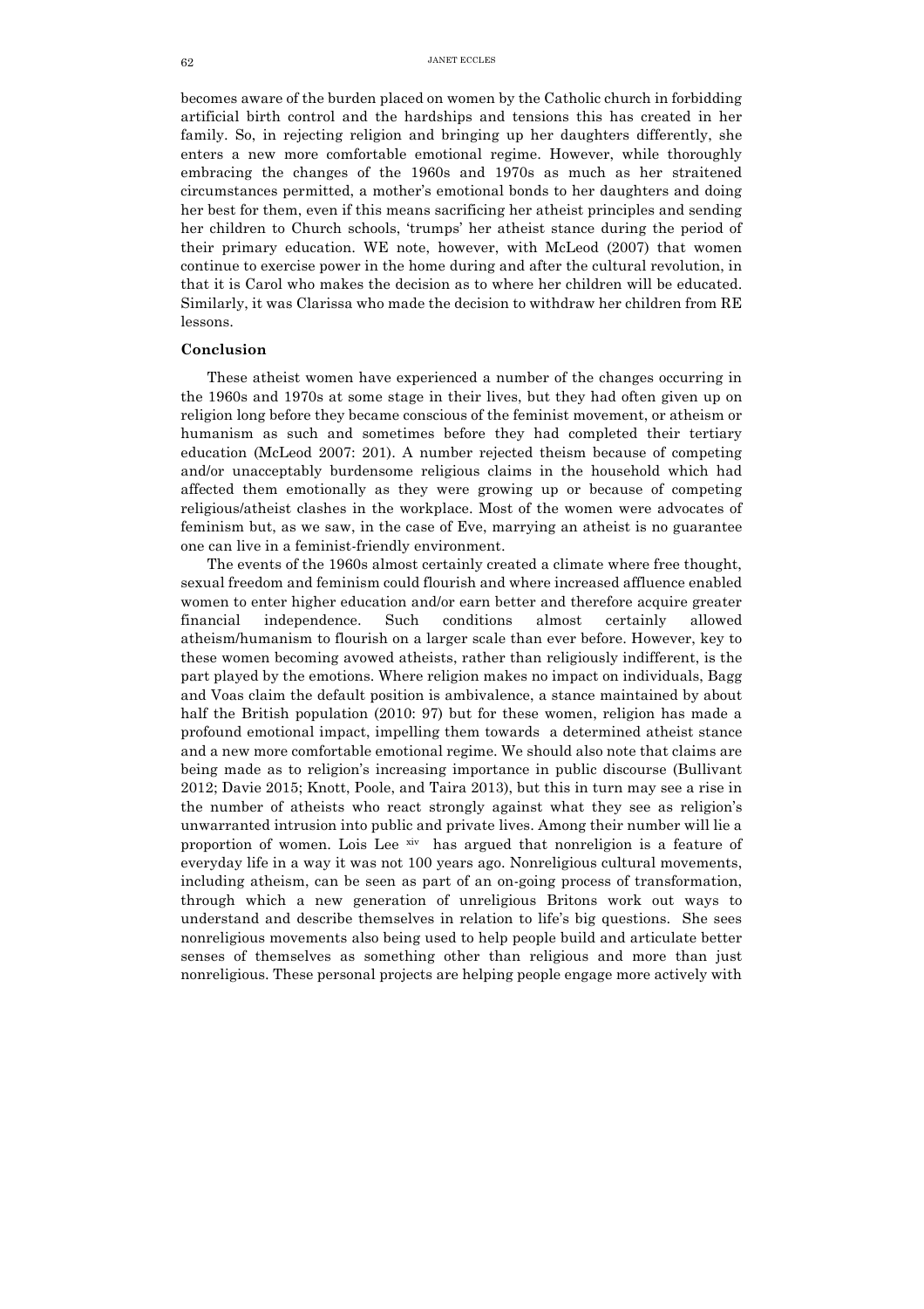becomes aware of the burden placed on women by the Catholic church in forbidding artificial birth control and the hardships and tensions this has created in her family. So, in rejecting religion and bringing up her daughters differently, she enters a new more comfortable emotional regime. However, while thoroughly embracing the changes of the 1960s and 1970s as much as her straitened circumstances permitted, a mother's emotional bonds to her daughters and doing her best for them, even if this means sacrificing her atheist principles and sending her children to Church schools, 'trumps' her atheist stance during the period of their primary education. WE note, however, with McLeod (2007) that women continue to exercise power in the home during and after the cultural revolution, in that it is Carol who makes the decision as to where her children will be educated. Similarly, it was Clarissa who made the decision to withdraw her children from RE lessons.

## Conclusion

These atheist women have experienced a number of the changes occurring in the 1960s and 1970s at some stage in their lives, but they had often given up on religion long before they became conscious of the feminist movement, or atheism or humanism as such and sometimes before they had completed their tertiary education (McLeod 2007: 201). A number rejected theism because of competing and/or unacceptably burdensome religious claims in the household which had affected them emotionally as they were growing up or because of competing religious/atheist clashes in the workplace. Most of the women were advocates of feminism but, as we saw, in the case of Eve, marrying an atheist is no guarantee one can live in a feminist-friendly environment.

The events of the 1960s almost certainly created a climate where free thought, sexual freedom and feminism could flourish and where increased affluence enabled women to enter higher education and/or earn better and therefore acquire greater financial independence. Such conditions almost certainly allowed atheism/humanism to flourish on a larger scale than ever before. However, key to these women becoming avowed atheists, rather than religiously indifferent, is the part played by the emotions. Where religion makes no impact on individuals, Bagg and Voas claim the default position is ambivalence, a stance maintained by about half the British population (2010: 97) but for these women, religion has made a profound emotional impact, impelling them towards a determined atheist stance and a new more comfortable emotional regime. We should also note that claims are being made as to religion's increasing importance in public discourse (Bullivant 2012; Davie 2015; Knott, Poole, and Taira 2013), but this in turn may see a rise in the number of atheists who react strongly against what they see as religion's unwarranted intrusion into public and private lives. Among their number will lie a proportion of women. Lois Lee [xiv] has argued that nonreligion is a feature of everyday life in a way it was not 100 years ago. Nonreligious cultural movements, including atheism, can be seen as part of an on-going process of transformation, through which a new generation of unreligious Britons work out ways to understand and describe themselves in relation to life's big questions. She sees nonreligious movements also being used to help people build and articulate better senses of themselves as something other than religious and more than just nonreligious. These personal projects are helping people engage more actively with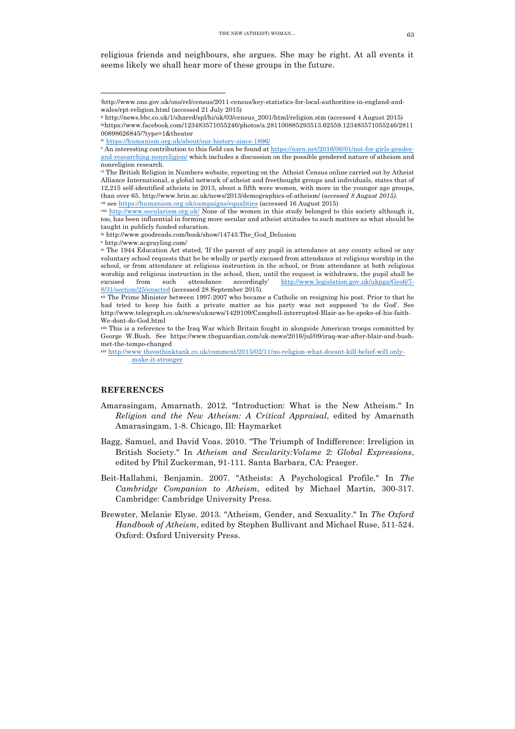religious friends and neighbours, she argues. She may be right. At all events it seems likely we shall hear more of these groups in the future.

---

[i] http://www.ons.gov.uk/ons/rel/census/2011-census/key-statistics-for-local-authorities-in-england-and-wales/rpt-religion.html (accessed 21 July 2015)

[ii] http://news.bbc.co.uk/1/shared/spl/hi/uk/03/census_2001/html/religion.stm (accessed 4 August 2015)

[iii] https://www.facebook.com/123483571055246/photos/a.281100885293513.62559.123483571055246/281100898626845/?type=1&theater

[iv] https://humanism.org.uk/about/our-history-since-1896/

[v] An interesting contribution to this field can be found at https://nsrn.net/2016/06/01/not-for-girls-gender-and-researching-nonreligion/ which includes a discussion on the possible gendered nature of atheism and nonreligion research.

[vi] The British Religion in Numbers website, reporting on the Atheist Census online carried out by Atheist Alliance International, a global network of atheist and freethought groups and individuals, states that of 12,215 self-identified atheists in 2013, about a fifth were women, with more in the younger age groups, than over 65. http://www.brin.ac.uk/news/2013/demographics-of-atheism/ (*accessed 8 August 2015).*

[vii] see https://humanism.org.uk/campaigns/equalities (accessed 16 August 2015)

[viii] http://www.secularism.org.uk/ None of the women in this study belonged to this society although it, too, has been influential in forming more secular and atheist attitudes to such matters as what should be taught in publicly funded education.

[ix] http://www.goodreads.com/book/show/14743.The_God_Delusion

[x] http://www.acgrayling.com/

[xi] The 1944 Education Act stated, 'If the parent of any pupil in attendance at any county school or any voluntary school requests that he be wholly or partly excused from attendance at religious worship in the school, or from attendance at religious instruction in the school, or from attendance at both religious worship and religious instruction in the school, then, until the request is withdrawn, the pupil shall be excused from such attendance accordingly' http://www.legislation.gov.uk/ukpga/Geo6/7-8/31/section/25/enacted (accessed 28 September 2015).

[xii] The Prime Minister between 1997-2007 who became a Catholic on resigning his post. Prior to that he had tried to keep his faith a private matter as his party was not supposed 'to do God'. See http://www.telegraph.co.uk/news/uknews/1429109/Campbell-interrupted-Blair-as-he-spoke-of-his-faith-We-dont-do-God.html

[xiii] This is a reference to the Iraq War which Britain fought in alongside American troops committed by George W.Bush. See https://www.theguardian.com/uk-news/2016/jul/09/iraq-war-after-blair-and-bush-met-the-tempo-changed

[xiv] http://www.theosthinktank.co.uk/comment/2015/02/11/no-religion-what-doesnt-kill-belief-will only-make-it-stronger

## REFERENCES

Amarasingam, Amarnath. 2012. "Introduction: What is the New Atheism." In *Religion and the New Atheism: A Critical Appraisal*, edited by Amarnath Amarasingam, 1-8. Chicago, Ill: Haymarket

Bagg, Samuel, and David Voas. 2010. "The Triumph of Indifference: Irreligion in British Society." In *Atheism and Secularity:Volume 2: Global Expressions*, edited by Phil Zuckerman, 91-111. Santa Barbara, CA: Praeger.

Beit-Hallahmi, Benjamin. 2007. "Atheists: A Psychological Profile." In *The Cambridge Companion to Atheism*, edited by Michael Martin, 300-317. Cambridge: Cambridge University Press.

Brewster, Melanie Elyse. 2013. "Atheism, Gender, and Sexuality." In *The Oxford Handbook of Atheism*, edited by Stephen Bullivant and Michael Ruse, 511-524. Oxford: Oxford University Press.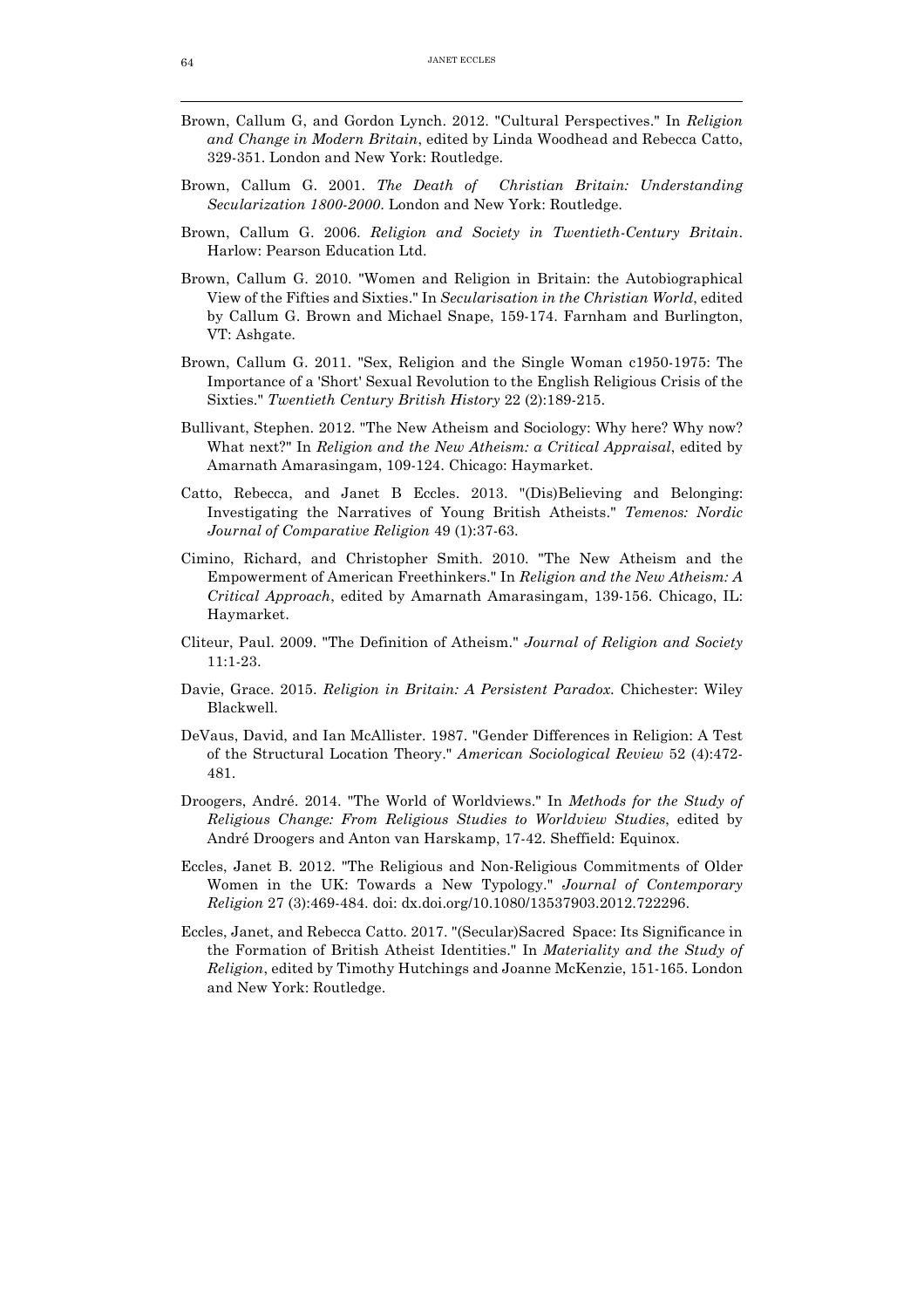Brown, Callum G, and Gordon Lynch. 2012. "Cultural Perspectives." In *Religion and Change in Modern Britain*, edited by Linda Woodhead and Rebecca Catto, 329-351. London and New York: Routledge.

Brown, Callum G. 2001. *The Death of Christian Britain: Understanding Secularization 1800-2000*. London and New York: Routledge.

Brown, Callum G. 2006. *Religion and Society in Twentieth-Century Britain*. Harlow: Pearson Education Ltd.

Brown, Callum G. 2010. "Women and Religion in Britain: the Autobiographical View of the Fifties and Sixties." In *Secularisation in the Christian World*, edited by Callum G. Brown and Michael Snape, 159-174. Farnham and Burlington, VT: Ashgate.

Brown, Callum G. 2011. "Sex, Religion and the Single Woman c1950-1975: The Importance of a 'Short' Sexual Revolution to the English Religious Crisis of the Sixties." *Twentieth Century British History* 22 (2):189-215.

Bullivant, Stephen. 2012. "The New Atheism and Sociology: Why here? Why now? What next?" In *Religion and the New Atheism: a Critical Appraisal*, edited by Amarnath Amarasingam, 109-124. Chicago: Haymarket.

Catto, Rebecca, and Janet B Eccles. 2013. "(Dis)Believing and Belonging: Investigating the Narratives of Young British Atheists." *Temenos: Nordic Journal of Comparative Religion* 49 (1):37-63.

Cimino, Richard, and Christopher Smith. 2010. "The New Atheism and the Empowerment of American Freethinkers." In *Religion and the New Atheism: A Critical Approach*, edited by Amarnath Amarasingam, 139-156. Chicago, IL: Haymarket.

Cliteur, Paul. 2009. "The Definition of Atheism." *Journal of Religion and Society* 11:1-23.

Davie, Grace. 2015. *Religion in Britain: A Persistent Paradox.* Chichester: Wiley Blackwell.

DeVaus, David, and Ian McAllister. 1987. "Gender Differences in Religion: A Test of the Structural Location Theory." *American Sociological Review* 52 (4):472-481.

Droogers, André. 2014. "The World of Worldviews." In *Methods for the Study of Religious Change: From Religious Studies to Worldview Studies*, edited by André Droogers and Anton van Harskamp, 17-42. Sheffield: Equinox.

Eccles, Janet B. 2012. "The Religious and Non-Religious Commitments of Older Women in the UK: Towards a New Typology." *Journal of Contemporary Religion* 27 (3):469-484. doi: dx.doi.org/10.1080/13537903.2012.722296.

Eccles, Janet, and Rebecca Catto. 2017. "(Secular)Sacred Space: Its Significance in the Formation of British Atheist Identities." In *Materiality and the Study of Religion*, edited by Timothy Hutchings and Joanne McKenzie, 151-165. London and New York: Routledge.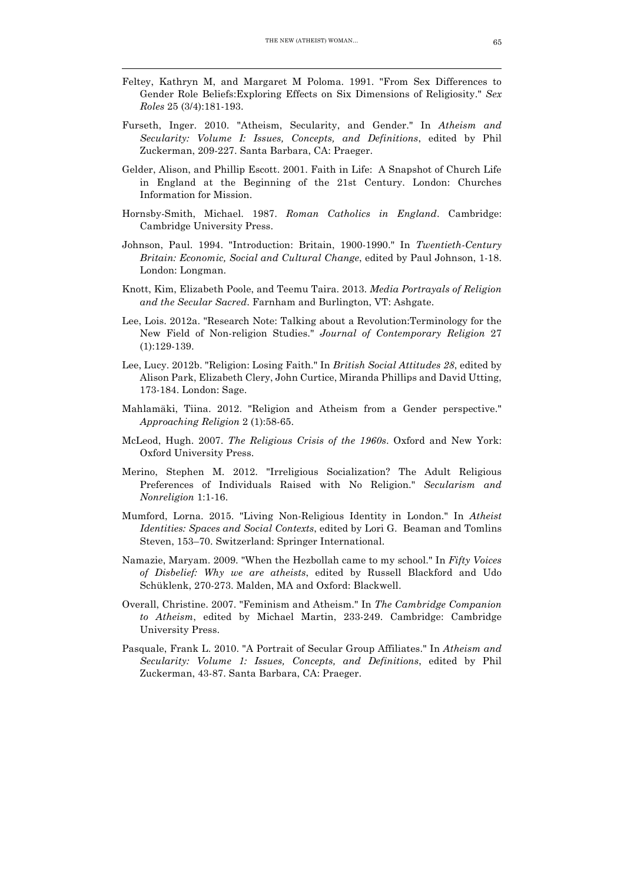Feltey, Kathryn M, and Margaret M Poloma. 1991. "From Sex Differences to Gender Role Beliefs:Exploring Effects on Six Dimensions of Religiosity." *Sex Roles* 25 (3/4):181-193.

Furseth, Inger. 2010. "Atheism, Secularity, and Gender." In *Atheism and Secularity: Volume I: Issues, Concepts, and Definitions*, edited by Phil Zuckerman, 209-227. Santa Barbara, CA: Praeger.

Gelder, Alison, and Phillip Escott. 2001. Faith in Life: A Snapshot of Church Life in England at the Beginning of the 21st Century. London: Churches Information for Mission.

Hornsby-Smith, Michael. 1987. *Roman Catholics in England*. Cambridge: Cambridge University Press.

Johnson, Paul. 1994. "Introduction: Britain, 1900-1990." In *Twentieth-Century Britain: Economic, Social and Cultural Change*, edited by Paul Johnson, 1-18. London: Longman.

Knott, Kim, Elizabeth Poole, and Teemu Taira. 2013. *Media Portrayals of Religion and the Secular Sacred*. Farnham and Burlington, VT: Ashgate.

Lee, Lois. 2012a. "Research Note: Talking about a Revolution:Terminology for the New Field of Non-religion Studies." *Journal of Contemporary Religion* 27 (1):129-139.

Lee, Lucy. 2012b. "Religion: Losing Faith." In *British Social Attitudes 28*, edited by Alison Park, Elizabeth Clery, John Curtice, Miranda Phillips and David Utting, 173-184. London: Sage.

Mahlamäki, Tiina. 2012. "Religion and Atheism from a Gender perspective." *Approaching Religion* 2 (1):58-65.

McLeod, Hugh. 2007. *The Religious Crisis of the 1960s*. Oxford and New York: Oxford University Press.

Merino, Stephen M. 2012. "Irreligious Socialization? The Adult Religious Preferences of Individuals Raised with No Religion." *Secularism and Nonreligion* 1:1-16.

Mumford, Lorna. 2015. "Living Non-Religious Identity in London." In *Atheist Identities: Spaces and Social Contexts*, edited by Lori G. Beaman and Tomlins Steven, 153–70. Switzerland: Springer International.

Namazie, Maryam. 2009. "When the Hezbollah came to my school." In *Fifty Voices of Disbelief: Why we are atheists*, edited by Russell Blackford and Udo Schüklenk, 270-273. Malden, MA and Oxford: Blackwell.

Overall, Christine. 2007. "Feminism and Atheism." In *The Cambridge Companion to Atheism*, edited by Michael Martin, 233-249. Cambridge: Cambridge University Press.

Pasquale, Frank L. 2010. "A Portrait of Secular Group Affiliates." In *Atheism and Secularity: Volume 1: Issues, Concepts, and Definitions*, edited by Phil Zuckerman, 43-87. Santa Barbara, CA: Praeger.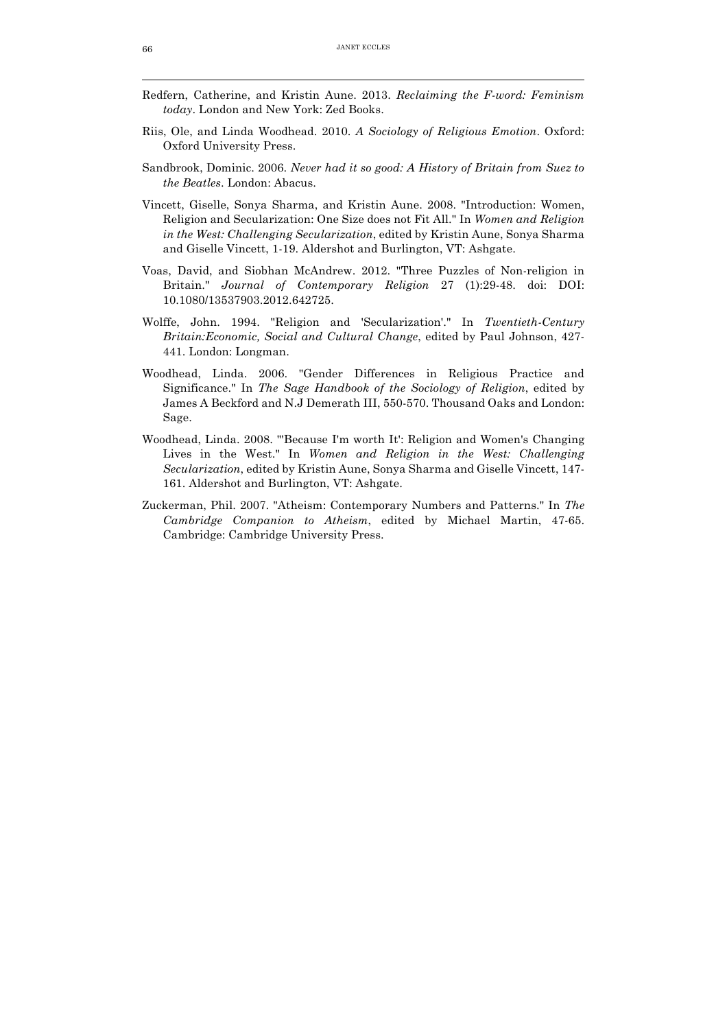Redfern, Catherine, and Kristin Aune. 2013. *Reclaiming the F-word: Feminism today*. London and New York: Zed Books.

Riis, Ole, and Linda Woodhead. 2010. *A Sociology of Religious Emotion*. Oxford: Oxford University Press.

Sandbrook, Dominic. 2006. *Never had it so good: A History of Britain from Suez to the Beatles*. London: Abacus.

Vincett, Giselle, Sonya Sharma, and Kristin Aune. 2008. "Introduction: Women, Religion and Secularization: One Size does not Fit All." In *Women and Religion in the West: Challenging Secularization*, edited by Kristin Aune, Sonya Sharma and Giselle Vincett, 1-19. Aldershot and Burlington, VT: Ashgate.

Voas, David, and Siobhan McAndrew. 2012. "Three Puzzles of Non-religion in Britain." *Journal of Contemporary Religion* 27 (1):29-48. doi: DOI: 10.1080/13537903.2012.642725.

Wolffe, John. 1994. "Religion and 'Secularization'." In *Twentieth-Century Britain:Economic, Social and Cultural Change*, edited by Paul Johnson, 427-441. London: Longman.

Woodhead, Linda. 2006. "Gender Differences in Religious Practice and Significance." In *The Sage Handbook of the Sociology of Religion*, edited by James A Beckford and N.J Demerath III, 550-570. Thousand Oaks and London: Sage.

Woodhead, Linda. 2008. "'Because I'm worth It': Religion and Women's Changing Lives in the West." In *Women and Religion in the West: Challenging Secularization*, edited by Kristin Aune, Sonya Sharma and Giselle Vincett, 147-161. Aldershot and Burlington, VT: Ashgate.

Zuckerman, Phil. 2007. "Atheism: Contemporary Numbers and Patterns." In *The Cambridge Companion to Atheism*, edited by Michael Martin, 47-65. Cambridge: Cambridge University Press.